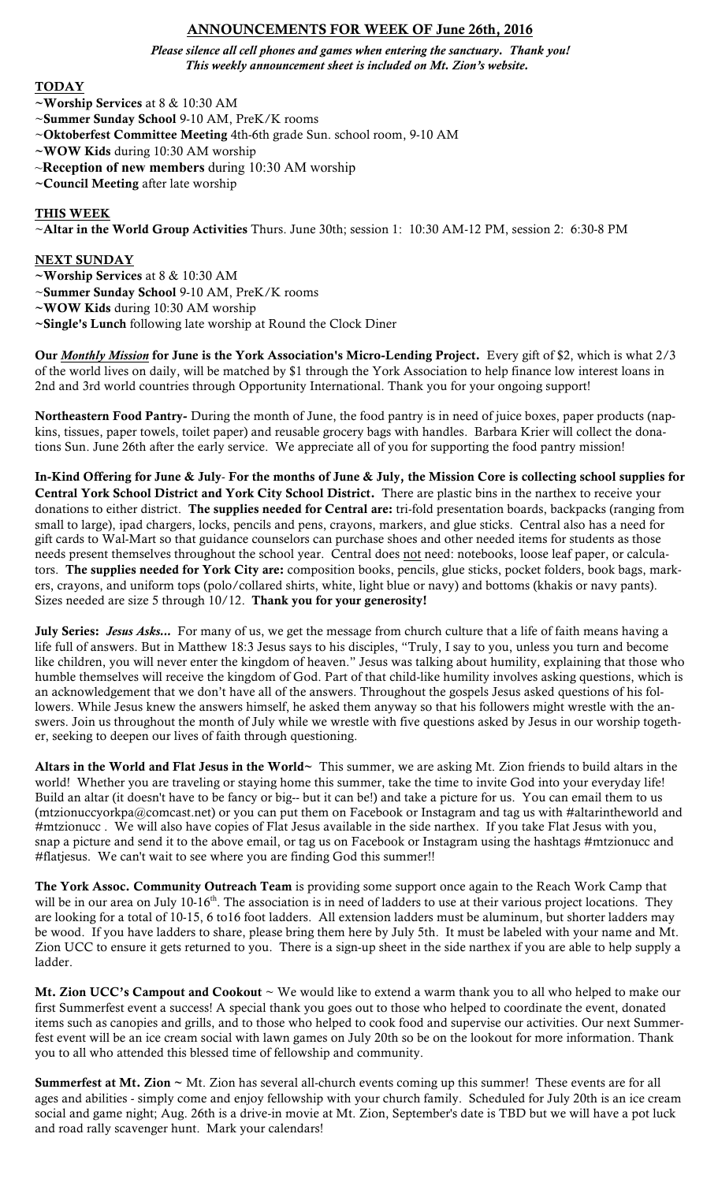## ANNOUNCEMENTS FOR WEEK OF June 26th, 2016

***Please silence all cell phones and games when entering the sanctuary. Thank you!***
***This weekly announcement sheet is included on Mt. Zion's website.***

### TODAY

~**Worship Services** at 8 & 10:30 AM
~**Summer Sunday School** 9-10 AM, PreK/K rooms
~**Oktoberfest Committee Meeting** 4th-6th grade Sun. school room, 9-10 AM
~**WOW Kids** during 10:30 AM worship
~**Reception of new members** during 10:30 AM worship
~**Council Meeting** after late worship

### THIS WEEK

~**Altar in the World Group Activities** Thurs. June 30th; session 1: 10:30 AM-12 PM, session 2: 6:30-8 PM

### NEXT SUNDAY

~**Worship Services** at 8 & 10:30 AM
~**Summer Sunday School** 9-10 AM, PreK/K rooms
~**WOW Kids** during 10:30 AM worship
~**Single's Lunch** following late worship at Round the Clock Diner

**Our *Monthly Mission* for June is the York Association's Micro-Lending Project.** Every gift of $2, which is what 2/3 of the world lives on daily, will be matched by $1 through the York Association to help finance low interest loans in 2nd and 3rd world countries through Opportunity International. Thank you for your ongoing support!

**Northeastern Food Pantry-** During the month of June, the food pantry is in need of juice boxes, paper products (napkins, tissues, paper towels, toilet paper) and reusable grocery bags with handles. Barbara Krier will collect the donations Sun. June 26th after the early service. We appreciate all of you for supporting the food pantry mission!

**In-Kind Offering for June & July- For the months of June & July, the Mission Core is collecting school supplies for Central York School District and York City School District.** There are plastic bins in the narthex to receive your donations to either district. **The supplies needed for Central are:** tri-fold presentation boards, backpacks (ranging from small to large), ipad chargers, locks, pencils and pens, crayons, markers, and glue sticks. Central also has a need for gift cards to Wal-Mart so that guidance counselors can purchase shoes and other needed items for students as those needs present themselves throughout the school year. Central does not need: notebooks, loose leaf paper, or calculators. **The supplies needed for York City are:** composition books, pencils, glue sticks, pocket folders, book bags, markers, crayons, and uniform tops (polo/collared shirts, white, light blue or navy) and bottoms (khakis or navy pants). Sizes needed are size 5 through 10/12. **Thank you for your generosity!**

**July Series: *Jesus Asks...*** For many of us, we get the message from church culture that a life of faith means having a life full of answers. But in Matthew 18:3 Jesus says to his disciples, "Truly, I say to you, unless you turn and become like children, you will never enter the kingdom of heaven." Jesus was talking about humility, explaining that those who humble themselves will receive the kingdom of God. Part of that child-like humility involves asking questions, which is an acknowledgement that we don't have all of the answers. Throughout the gospels Jesus asked questions of his followers. While Jesus knew the answers himself, he asked them anyway so that his followers might wrestle with the answers. Join us throughout the month of July while we wrestle with five questions asked by Jesus in our worship together, seeking to deepen our lives of faith through questioning.

**Altars in the World and Flat Jesus in the World~** This summer, we are asking Mt. Zion friends to build altars in the world! Whether you are traveling or staying home this summer, take the time to invite God into your everyday life! Build an altar (it doesn't have to be fancy or big-- but it can be!) and take a picture for us. You can email them to us (mtzionuccyorkpa@comcast.net) or you can put them on Facebook or Instagram and tag us with #altarintheworld and #mtzionucc . We will also have copies of Flat Jesus available in the side narthex. If you take Flat Jesus with you, snap a picture and send it to the above email, or tag us on Facebook or Instagram using the hashtags #mtzionucc and #flatjesus. We can't wait to see where you are finding God this summer!!

**The York Assoc. Community Outreach Team** is providing some support once again to the Reach Work Camp that will be in our area on July 10-16th. The association is in need of ladders to use at their various project locations. They are looking for a total of 10-15, 6 to16 foot ladders. All extension ladders must be aluminum, but shorter ladders may be wood. If you have ladders to share, please bring them here by July 5th. It must be labeled with your name and Mt. Zion UCC to ensure it gets returned to you. There is a sign-up sheet in the side narthex if you are able to help supply a ladder.

**Mt. Zion UCC's Campout and Cookout** ~ We would like to extend a warm thank you to all who helped to make our first Summerfest event a success! A special thank you goes out to those who helped to coordinate the event, donated items such as canopies and grills, and to those who helped to cook food and supervise our activities. Our next Summerfest event will be an ice cream social with lawn games on July 20th so be on the lookout for more information. Thank you to all who attended this blessed time of fellowship and community.

**Summerfest at Mt. Zion ~** Mt. Zion has several all-church events coming up this summer! These events are for all ages and abilities - simply come and enjoy fellowship with your church family. Scheduled for July 20th is an ice cream social and game night; Aug. 26th is a drive-in movie at Mt. Zion, September's date is TBD but we will have a pot luck and road rally scavenger hunt. Mark your calendars!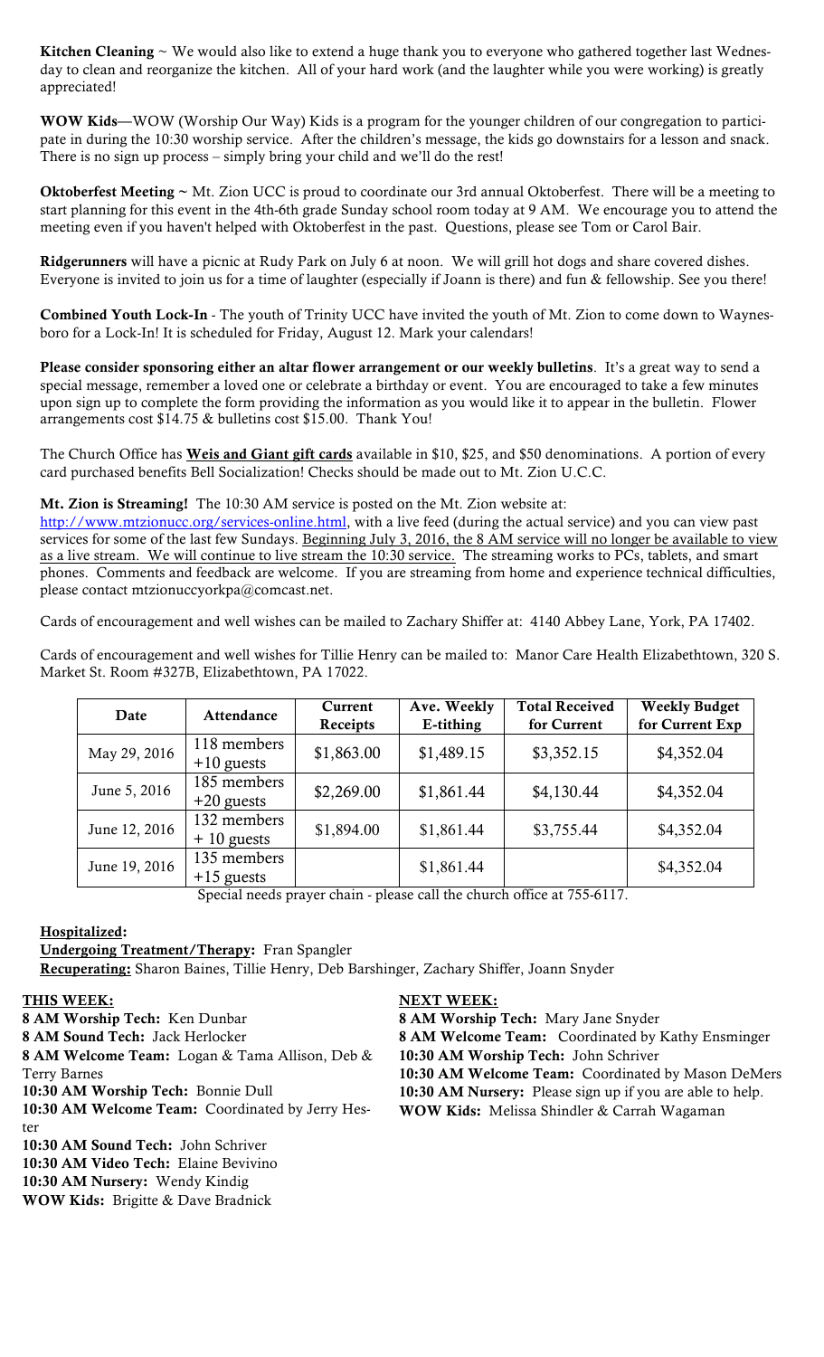**Kitchen Cleaning** ~ We would also like to extend a huge thank you to everyone who gathered together last Wednesday to clean and reorganize the kitchen. All of your hard work (and the laughter while you were working) is greatly appreciated!

**WOW Kids**—WOW (Worship Our Way) Kids is a program for the younger children of our congregation to participate in during the 10:30 worship service. After the children's message, the kids go downstairs for a lesson and snack. There is no sign up process – simply bring your child and we'll do the rest!

**Oktoberfest Meeting ~** Mt. Zion UCC is proud to coordinate our 3rd annual Oktoberfest. There will be a meeting to start planning for this event in the 4th-6th grade Sunday school room today at 9 AM. We encourage you to attend the meeting even if you haven't helped with Oktoberfest in the past. Questions, please see Tom or Carol Bair.

**Ridgerunners** will have a picnic at Rudy Park on July 6 at noon. We will grill hot dogs and share covered dishes. Everyone is invited to join us for a time of laughter (especially if Joann is there) and fun & fellowship. See you there!

**Combined Youth Lock-In** - The youth of Trinity UCC have invited the youth of Mt. Zion to come down to Waynesboro for a Lock-In! It is scheduled for Friday, August 12. Mark your calendars!

**Please consider sponsoring either an altar flower arrangement or our weekly bulletins**. It's a great way to send a special message, remember a loved one or celebrate a birthday or event. You are encouraged to take a few minutes upon sign up to complete the form providing the information as you would like it to appear in the bulletin. Flower arrangements cost $14.75 & bulletins cost $15.00. Thank You!

The Church Office has **Weis and Giant gift cards** available in $10, $25, and $50 denominations. A portion of every card purchased benefits Bell Socialization! Checks should be made out to Mt. Zion U.C.C.

**Mt. Zion is Streaming!** The 10:30 AM service is posted on the Mt. Zion website at: http://www.mtzionucc.org/services-online.html, with a live feed (during the actual service) and you can view past services for some of the last few Sundays. Beginning July 3, 2016, the 8 AM service will no longer be available to view as a live stream. We will continue to live stream the 10:30 service. The streaming works to PCs, tablets, and smart phones. Comments and feedback are welcome. If you are streaming from home and experience technical difficulties, please contact mtzionuccyorkpa@comcast.net.

Cards of encouragement and well wishes can be mailed to Zachary Shiffer at: 4140 Abbey Lane, York, PA 17402.

Cards of encouragement and well wishes for Tillie Henry can be mailed to: Manor Care Health Elizabethtown, 320 S. Market St. Room #327B, Elizabethtown, PA 17022.

| Date | Attendance | Current Receipts | Ave. Weekly E-tithing | Total Received for Current | Weekly Budget for Current Exp |
|---|---|---|---|---|---|
| May 29, 2016 | 118 members +10 guests | $1,863.00 | $1,489.15 | $3,352.15 | $4,352.04 |
| June 5, 2016 | 185 members +20 guests | $2,269.00 | $1,861.44 | $4,130.44 | $4,352.04 |
| June 12, 2016 | 132 members + 10 guests | $1,894.00 | $1,861.44 | $3,755.44 | $4,352.04 |
| June 19, 2016 | 135 members +15 guests | | $1,861.44 | | $4,352.04 |

Special needs prayer chain - please call the church office at 755-6117.

**Hospitalized:**

**Undergoing Treatment/Therapy:** Fran Spangler

**Recuperating:** Sharon Baines, Tillie Henry, Deb Barshinger, Zachary Shiffer, Joann Snyder

**THIS WEEK:**

**8 AM Worship Tech:** Ken Dunbar
**8 AM Sound Tech:** Jack Herlocker
**8 AM Welcome Team:** Logan & Tama Allison, Deb & Terry Barnes
**10:30 AM Worship Tech:** Bonnie Dull
**10:30 AM Welcome Team:** Coordinated by Jerry Hester
**10:30 AM Sound Tech:** John Schriver
**10:30 AM Video Tech:** Elaine Bevivino
**10:30 AM Nursery:** Wendy Kindig
**WOW Kids:** Brigitte & Dave Bradnick

**NEXT WEEK:**

**8 AM Worship Tech:** Mary Jane Snyder
**8 AM Welcome Team:** Coordinated by Kathy Ensminger
**10:30 AM Worship Tech:** John Schriver
**10:30 AM Welcome Team:** Coordinated by Mason DeMers
**10:30 AM Nursery:** Please sign up if you are able to help.
**WOW Kids:** Melissa Shindler & Carrah Wagaman